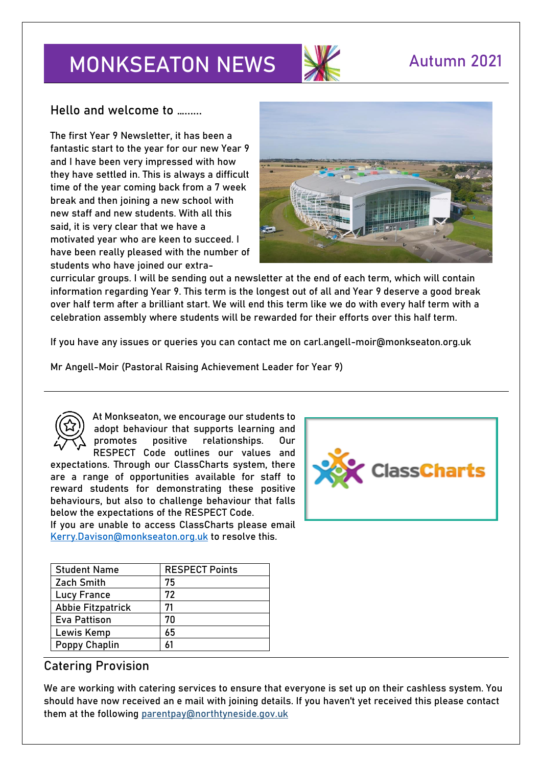# MONKSEATON NEWS

Autumn 2021

## Hello and welcome to ………

The first Year 9 Newsletter, it has been a fantastic start to the year for our new Year 9 and I have been very impressed with how they have settled in. This is always a difficult time of the year coming back from a 7 week break and then joining a new school with new staff and new students. With all this said, it is very clear that we have a motivated year who are keen to succeed. I have been really pleased with the number of students who have joined our extra-curricular groups. I will be sending out a newsletter at the end of each term, which will contain information regarding Year 9. This term is the longest out of all and Year 9 deserve a good break over half term after a brilliant start. We will end this term like we do with every half term with a celebration assembly where students will be rewarded for their efforts over this half term.

If you have any issues or queries you can contact me on carl.angell-moir@monkseaton.org.uk

Mr Angell-Moir (Pastoral Raising Achievement Leader for Year 9)

---

At Monkseaton, we encourage our students to adopt behaviour that supports learning and promotes positive relationships. Our RESPECT Code outlines our values and expectations. Through our ClassCharts system, there are a range of opportunities available for staff to reward students for demonstrating these positive behaviours, but also to challenge behaviour that falls below the expectations of the RESPECT Code.
If you are unable to access ClassCharts please email Kerry.Davison@monkseaton.org.uk to resolve this.

| Student Name | RESPECT Points |
|---|---|
| Zach Smith | 75 |
| Lucy France | 72 |
| Abbie Fitzpatrick | 71 |
| Eva Pattison | 70 |
| Lewis Kemp | 65 |
| Poppy Chaplin | 61 |

## Catering Provision

We are working with catering services to ensure that everyone is set up on their cashless system. You should have now received an e mail with joining details. If you haven't yet received this please contact them at the following parentpay@northtyneside.gov.uk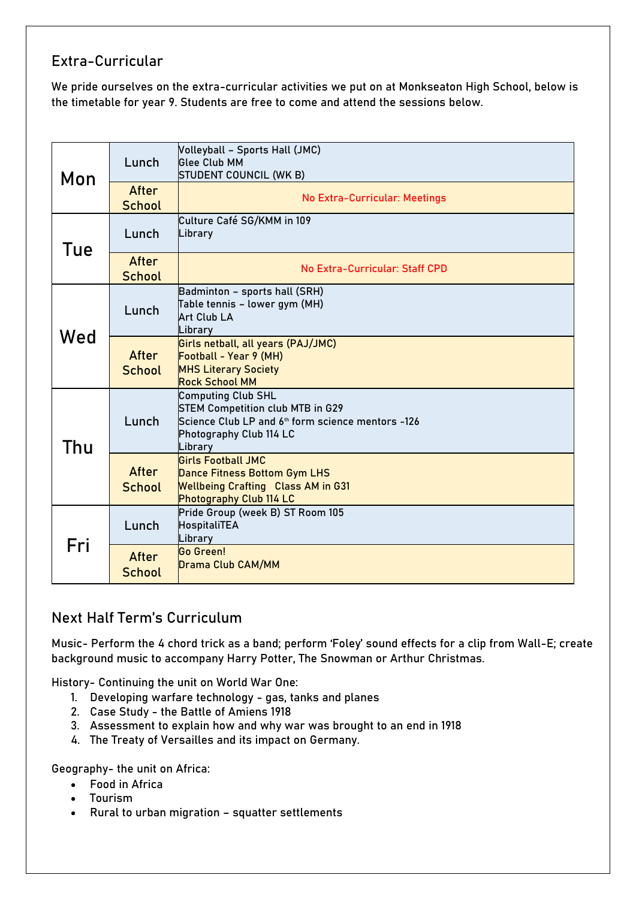## Extra-Curricular

We pride ourselves on the extra-curricular activities we put on at Monkseaton High School, below is the timetable for year 9. Students are free to come and attend the sessions below.

| Day | Time | Activities |
|---|---|---|
| Mon | Lunch | Volleyball – Sports Hall (JMC)<br>Glee Club MM<br>STUDENT COUNCIL (WK B) |
| | After School | No Extra-Curricular: Meetings |
| Tue | Lunch | Culture Café SG/KMM in 109<br>Library |
| | After School | No Extra-Curricular: Staff CPD |
| Wed | Lunch | Badminton – sports hall (SRH)<br>Table tennis – lower gym (MH)<br>Art Club LA<br>Library |
| | After School | Girls netball, all years (PAJ/JMC)<br>Football - Year 9 (MH)<br>MHS Literary Society<br>Rock School MM |
| Thu | Lunch | Computing Club SHL<br>STEM Competition club MTB in G29<br>Science Club LP and 6th form science mentors -126<br>Photography Club 114 LC<br>Library |
| | After School | Girls Football JMC<br>Dance Fitness Bottom Gym LHS<br>Wellbeing Crafting Class AM in G31<br>Photography Club 114 LC |
| Fri | Lunch | Pride Group (week B) ST Room 105<br>HospitaliTEA<br>Library |
| | After School | Go Green!<br>Drama Club CAM/MM |

## Next Half Term's Curriculum

Music- Perform the 4 chord trick as a band; perform 'Foley' sound effects for a clip from Wall-E; create background music to accompany Harry Potter, The Snowman or Arthur Christmas.

History- Continuing the unit on World War One:

1. Developing warfare technology - gas, tanks and planes
2. Case Study - the Battle of Amiens 1918
3. Assessment to explain how and why war was brought to an end in 1918
4. The Treaty of Versailles and its impact on Germany.

Geography- the unit on Africa:

- Food in Africa
- Tourism
- Rural to urban migration – squatter settlements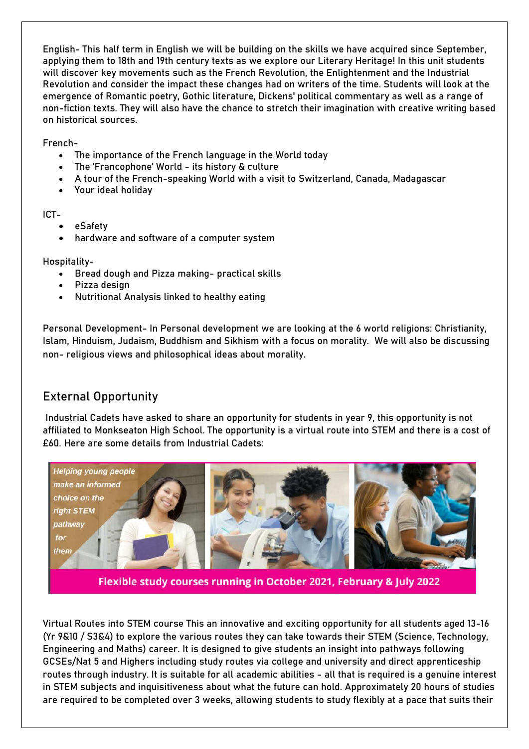English- This half term in English we will be building on the skills we have acquired since September, applying them to 18th and 19th century texts as we explore our Literary Heritage! In this unit students will discover key movements such as the French Revolution, the Enlightenment and the Industrial Revolution and consider the impact these changes had on writers of the time. Students will look at the emergence of Romantic poetry, Gothic literature, Dickens' political commentary as well as a range of non-fiction texts. They will also have the chance to stretch their imagination with creative writing based on historical sources.

French-

- The importance of the French language in the World today
- The 'Francophone' World - its history & culture
- A tour of the French-speaking World with a visit to Switzerland, Canada, Madagascar
- Your ideal holiday

ICT-

- eSafety
- hardware and software of a computer system

Hospitality-

- Bread dough and Pizza making- practical skills
- Pizza design
- Nutritional Analysis linked to healthy eating

Personal Development- In Personal development we are looking at the 6 world religions: Christianity, Islam, Hinduism, Judaism, Buddhism and Sikhism with a focus on morality. We will also be discussing non- religious views and philosophical ideas about morality.

## External Opportunity

Industrial Cadets have asked to share an opportunity for students in year 9, this opportunity is not affiliated to Monkseaton High School. The opportunity is a virtual route into STEM and there is a cost of £60. Here are some details from Industrial Cadets:

*Helping young people make an informed choice on the right STEM pathway for them*

**Flexible study courses running in October 2021, February & July 2022**

Virtual Routes into STEM course This an innovative and exciting opportunity for all students aged 13-16 (Yr 9&10 / S3&4) to explore the various routes they can take towards their STEM (Science, Technology, Engineering and Maths) career. It is designed to give students an insight into pathways following GCSEs/Nat 5 and Highers including study routes via college and university and direct apprenticeship routes through industry. It is suitable for all academic abilities - all that is required is a genuine interest in STEM subjects and inquisitiveness about what the future can hold. Approximately 20 hours of studies are required to be completed over 3 weeks, allowing students to study flexibly at a pace that suits their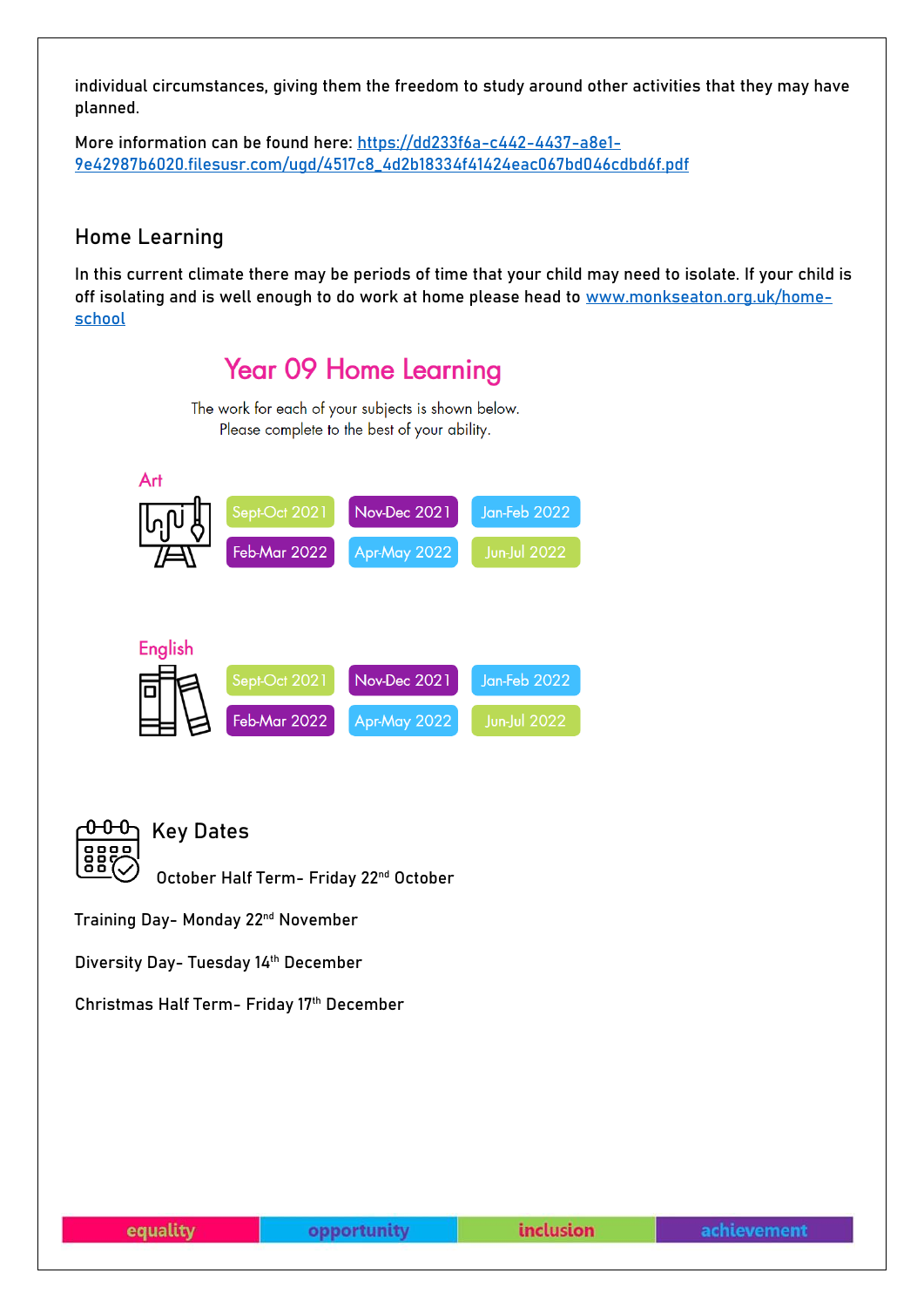individual circumstances, giving them the freedom to study around other activities that they may have planned.

More information can be found here: https://dd233f6a-c442-4437-a8e1-9e42987b6020.filesusr.com/ugd/4517c8_4d2b18334f41424eac067bd046cdbd6f.pdf

## Home Learning

In this current climate there may be periods of time that your child may need to isolate. If your child is off isolating and is well enough to do work at home please head to www.monkseaton.org.uk/home-school

### Year 09 Home Learning

The work for each of your subjects is shown below.
Please complete to the best of your ability.

**Art**

Sept-Oct 2021 | Nov-Dec 2021 | Jan-Feb 2022
Feb-Mar 2022 | Apr-May 2022 | Jun-Jul 2022

**English**

Sept-Oct 2021 | Nov-Dec 2021 | Jan-Feb 2022
Feb-Mar 2022 | Apr-May 2022 | Jun-Jul 2022

## Key Dates

October Half Term- Friday 22nd October

Training Day- Monday 22nd November

Diversity Day- Tuesday 14th December

Christmas Half Term- Friday 17th December

equality opportunity inclusion achievement